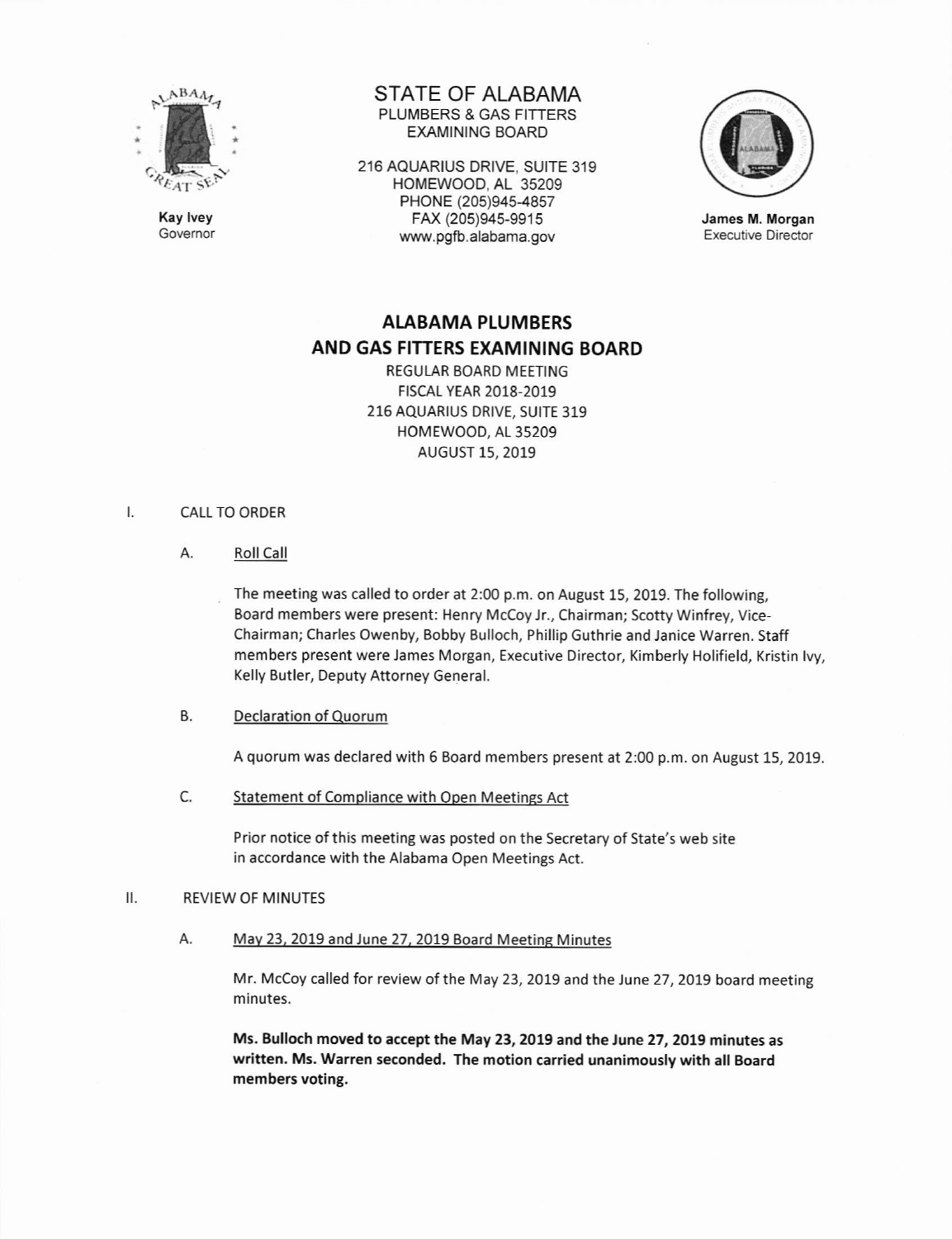STATE OF ALABAMA
PLUMBERS & GAS FITTERS
EXAMINING BOARD

216 AQUARIUS DRIVE, SUITE 319
HOMEWOOD, AL 35209
PHONE (205)945-4857
FAX (205)945-9915
www.pgfb.alabama.gov

**Kay Ivey**
Governor

**James M. Morgan**
Executive Director

# ALABAMA PLUMBERS AND GAS FITTERS EXAMINING BOARD

REGULAR BOARD MEETING
FISCAL YEAR 2018-2019
216 AQUARIUS DRIVE, SUITE 319
HOMEWOOD, AL 35209
AUGUST 15, 2019

I. CALL TO ORDER

A. Roll Call

The meeting was called to order at 2:00 p.m. on August 15, 2019. The following, Board members were present: Henry McCoy Jr., Chairman; Scotty Winfrey, Vice-Chairman; Charles Owenby, Bobby Bulloch, Phillip Guthrie and Janice Warren. Staff members present were James Morgan, Executive Director, Kimberly Holifield, Kristin Ivy, Kelly Butler, Deputy Attorney General.

B. Declaration of Quorum

A quorum was declared with 6 Board members present at 2:00 p.m. on August 15, 2019.

C. Statement of Compliance with Open Meetings Act

Prior notice of this meeting was posted on the Secretary of State's web site in accordance with the Alabama Open Meetings Act.

II. REVIEW OF MINUTES

A. May 23, 2019 and June 27, 2019 Board Meeting Minutes

Mr. McCoy called for review of the May 23, 2019 and the June 27, 2019 board meeting minutes.

**Ms. Bulloch moved to accept the May 23, 2019 and the June 27, 2019 minutes as written. Ms. Warren seconded. The motion carried unanimously with all Board members voting.**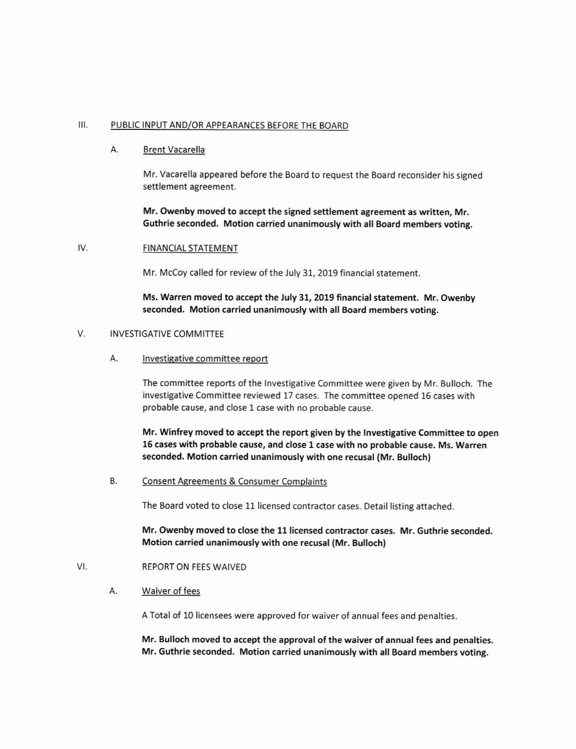## III. PUBLIC INPUT AND/OR APPEARANCES BEFORE THE BOARD

### A. Brent Vacarella

Mr. Vacarella appeared before the Board to request the Board reconsider his signed settlement agreement.

**Mr. Owenby moved to accept the signed settlement agreement as written, Mr. Guthrie seconded. Motion carried unanimously with all Board members voting.**

## IV. FINANCIAL STATEMENT

Mr. McCoy called for review of the July 31, 2019 financial statement.

**Ms. Warren moved to accept the July 31, 2019 financial statement. Mr. Owenby seconded. Motion carried unanimously with all Board members voting.**

## V. INVESTIGATIVE COMMITTEE

### A. Investigative committee report

The committee reports of the Investigative Committee were given by Mr. Bulloch. The investigative Committee reviewed 17 cases. The committee opened 16 cases with probable cause, and close 1 case with no probable cause.

**Mr. Winfrey moved to accept the report given by the Investigative Committee to open 16 cases with probable cause, and close 1 case with no probable cause. Ms. Warren seconded. Motion carried unanimously with one recusal (Mr. Bulloch)**

### B. Consent Agreements & Consumer Complaints

The Board voted to close 11 licensed contractor cases. Detail listing attached.

**Mr. Owenby moved to close the 11 licensed contractor cases. Mr. Guthrie seconded. Motion carried unanimously with one recusal (Mr. Bulloch)**

## VI. REPORT ON FEES WAIVED

### A. Waiver of fees

A Total of 10 licensees were approved for waiver of annual fees and penalties.

**Mr. Bulloch moved to accept the approval of the waiver of annual fees and penalties. Mr. Guthrie seconded. Motion carried unanimously with all Board members voting.**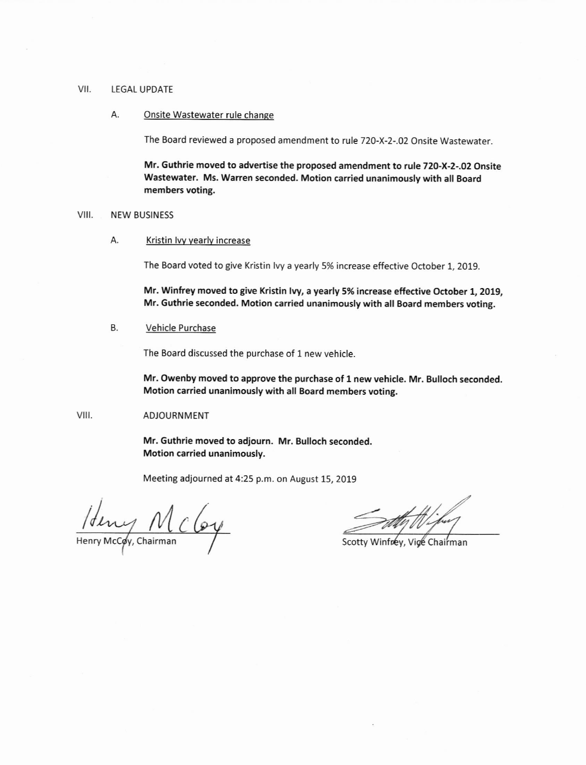## VII. LEGAL UPDATE

### A. Onsite Wastewater rule change

The Board reviewed a proposed amendment to rule 720-X-2-.02 Onsite Wastewater.

**Mr. Guthrie moved to advertise the proposed amendment to rule 720-X-2-.02 Onsite Wastewater. Ms. Warren seconded. Motion carried unanimously with all Board members voting.**

## VIII. NEW BUSINESS

### A. Kristin Ivy yearly increase

The Board voted to give Kristin Ivy a yearly 5% increase effective October 1, 2019.

**Mr. Winfrey moved to give Kristin Ivy, a yearly 5% increase effective October 1, 2019, Mr. Guthrie seconded. Motion carried unanimously with all Board members voting.**

### B. Vehicle Purchase

The Board discussed the purchase of 1 new vehicle.

**Mr. Owenby moved to approve the purchase of 1 new vehicle. Mr. Bulloch seconded. Motion carried unanimously with all Board members voting.**

## VIII. ADJOURNMENT

**Mr. Guthrie moved to adjourn. Mr. Bulloch seconded. Motion carried unanimously.**

Meeting adjourned at 4:25 p.m. on August 15, 2019

Henry McCoy, Chairman

Scotty Winfrey, Vice Chairman